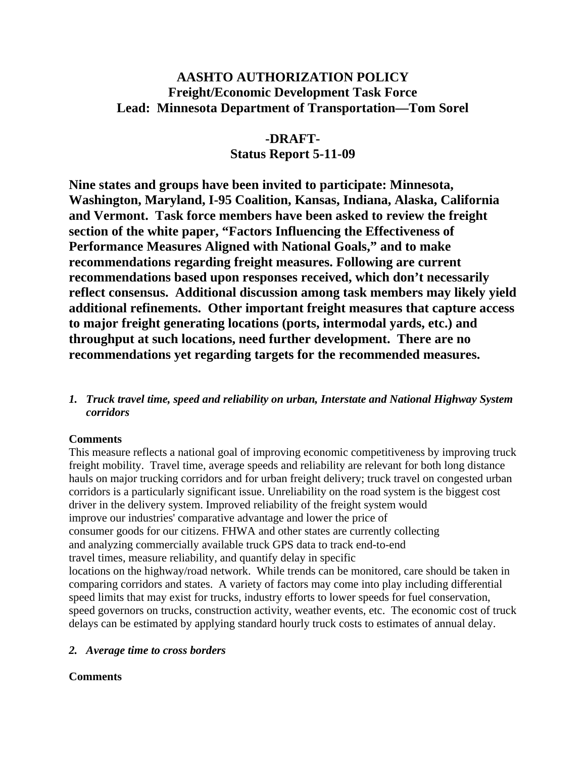# AASHTO AUTHORIZATION POLICY
## Freight/Economic Development Task Force
## Lead: Minnesota Department of Transportation—Tom Sorel

## -DRAFT-
## Status Report 5-11-09

**Nine states and groups have been invited to participate: Minnesota, Washington, Maryland, I-95 Coalition, Kansas, Indiana, Alaska, California and Vermont. Task force members have been asked to review the freight section of the white paper, "Factors Influencing the Effectiveness of Performance Measures Aligned with National Goals," and to make recommendations regarding freight measures. Following are current recommendations based upon responses received, which don't necessarily reflect consensus. Additional discussion among task members may likely yield additional refinements. Other important freight measures that capture access to major freight generating locations (ports, intermodal yards, etc.) and throughput at such locations, need further development. There are no recommendations yet regarding targets for the recommended measures.**

1. ***Truck travel time, speed and reliability on urban, Interstate and National Highway System corridors***

**Comments**

This measure reflects a national goal of improving economic competitiveness by improving truck freight mobility. Travel time, average speeds and reliability are relevant for both long distance hauls on major trucking corridors and for urban freight delivery; truck travel on congested urban corridors is a particularly significant issue. Unreliability on the road system is the biggest cost driver in the delivery system. Improved reliability of the freight system would improve our industries' comparative advantage and lower the price of consumer goods for our citizens. FHWA and other states are currently collecting and analyzing commercially available truck GPS data to track end-to-end travel times, measure reliability, and quantify delay in specific locations on the highway/road network. While trends can be monitored, care should be taken in comparing corridors and states. A variety of factors may come into play including differential speed limits that may exist for trucks, industry efforts to lower speeds for fuel conservation, speed governors on trucks, construction activity, weather events, etc. The economic cost of truck delays can be estimated by applying standard hourly truck costs to estimates of annual delay.

2. ***Average time to cross borders***

**Comments**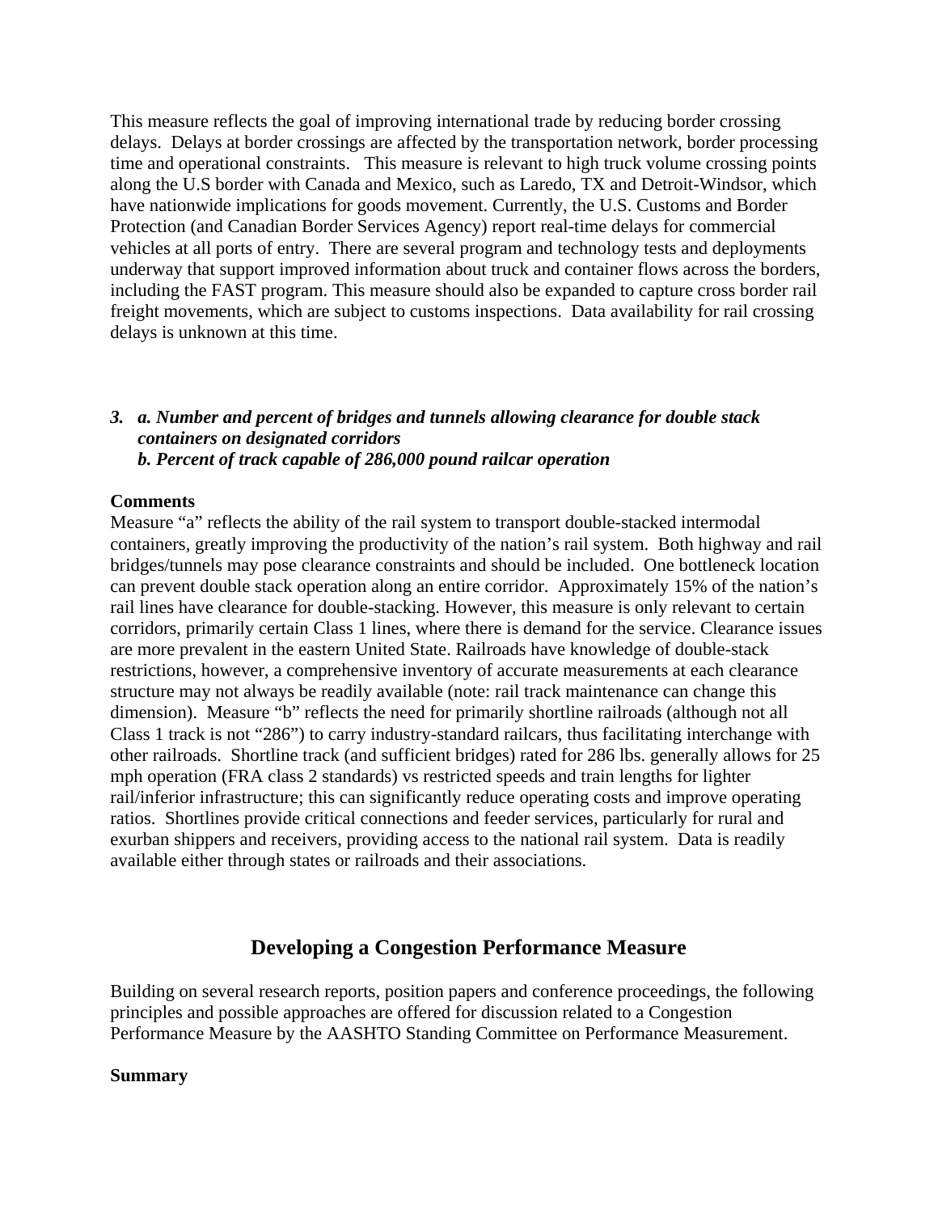This measure reflects the goal of improving international trade by reducing border crossing delays. Delays at border crossings are affected by the transportation network, border processing time and operational constraints. This measure is relevant to high truck volume crossing points along the U.S border with Canada and Mexico, such as Laredo, TX and Detroit-Windsor, which have nationwide implications for goods movement. Currently, the U.S. Customs and Border Protection (and Canadian Border Services Agency) report real-time delays for commercial vehicles at all ports of entry. There are several program and technology tests and deployments underway that support improved information about truck and container flows across the borders, including the FAST program. This measure should also be expanded to capture cross border rail freight movements, which are subject to customs inspections. Data availability for rail crossing delays is unknown at this time.

***3. a. Number and percent of bridges and tunnels allowing clearance for double stack containers on designated corridors***
***b. Percent of track capable of 286,000 pound railcar operation***

**Comments**

Measure "a" reflects the ability of the rail system to transport double-stacked intermodal containers, greatly improving the productivity of the nation's rail system. Both highway and rail bridges/tunnels may pose clearance constraints and should be included. One bottleneck location can prevent double stack operation along an entire corridor. Approximately 15% of the nation's rail lines have clearance for double-stacking. However, this measure is only relevant to certain corridors, primarily certain Class 1 lines, where there is demand for the service. Clearance issues are more prevalent in the eastern United State. Railroads have knowledge of double-stack restrictions, however, a comprehensive inventory of accurate measurements at each clearance structure may not always be readily available (note: rail track maintenance can change this dimension). Measure "b" reflects the need for primarily shortline railroads (although not all Class 1 track is not "286") to carry industry-standard railcars, thus facilitating interchange with other railroads. Shortline track (and sufficient bridges) rated for 286 lbs. generally allows for 25 mph operation (FRA class 2 standards) vs restricted speeds and train lengths for lighter rail/inferior infrastructure; this can significantly reduce operating costs and improve operating ratios. Shortlines provide critical connections and feeder services, particularly for rural and exurban shippers and receivers, providing access to the national rail system. Data is readily available either through states or railroads and their associations.

## Developing a Congestion Performance Measure

Building on several research reports, position papers and conference proceedings, the following principles and possible approaches are offered for discussion related to a Congestion Performance Measure by the AASHTO Standing Committee on Performance Measurement.

**Summary**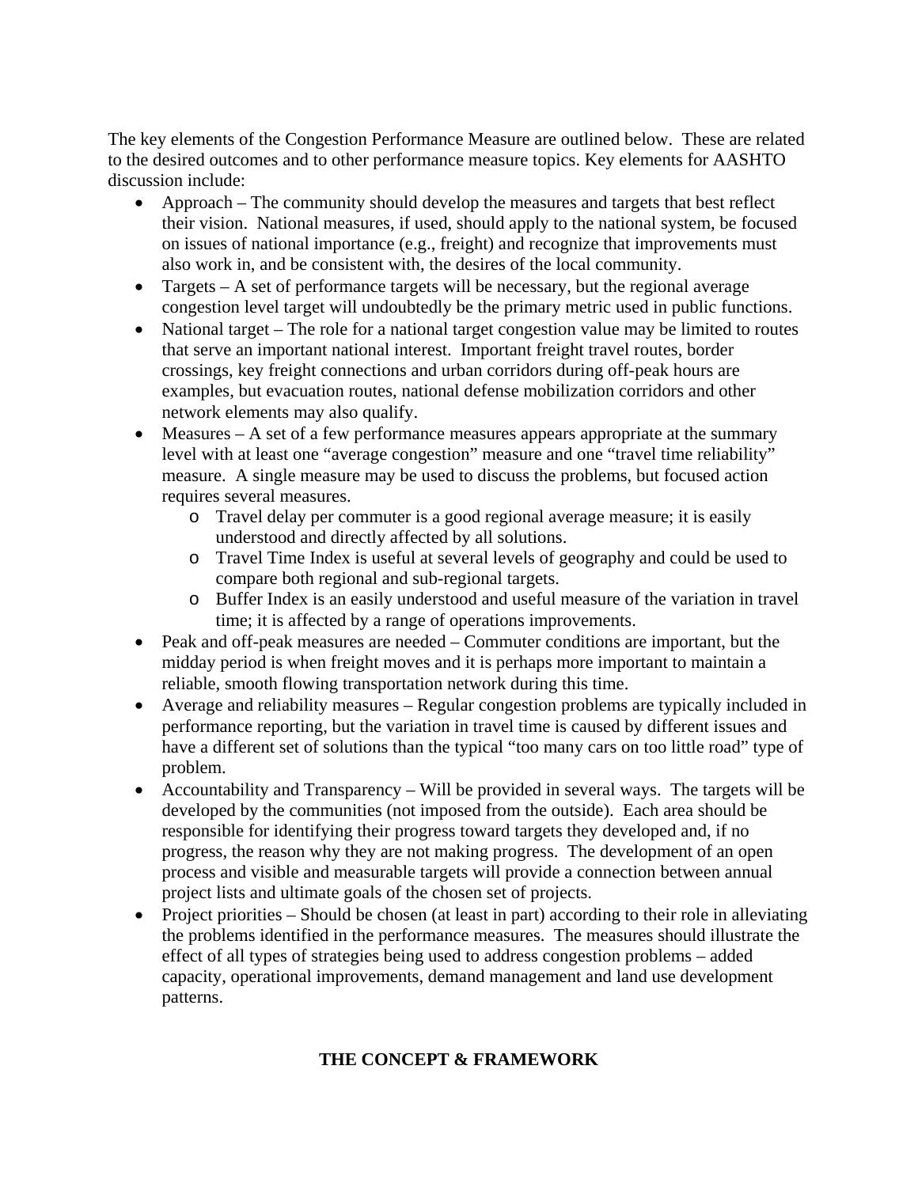The key elements of the Congestion Performance Measure are outlined below. These are related to the desired outcomes and to other performance measure topics. Key elements for AASHTO discussion include:

- Approach – The community should develop the measures and targets that best reflect their vision. National measures, if used, should apply to the national system, be focused on issues of national importance (e.g., freight) and recognize that improvements must also work in, and be consistent with, the desires of the local community.
- Targets – A set of performance targets will be necessary, but the regional average congestion level target will undoubtedly be the primary metric used in public functions.
- National target – The role for a national target congestion value may be limited to routes that serve an important national interest. Important freight travel routes, border crossings, key freight connections and urban corridors during off-peak hours are examples, but evacuation routes, national defense mobilization corridors and other network elements may also qualify.
- Measures – A set of a few performance measures appears appropriate at the summary level with at least one "average congestion" measure and one "travel time reliability" measure. A single measure may be used to discuss the problems, but focused action requires several measures.
  - Travel delay per commuter is a good regional average measure; it is easily understood and directly affected by all solutions.
  - Travel Time Index is useful at several levels of geography and could be used to compare both regional and sub-regional targets.
  - Buffer Index is an easily understood and useful measure of the variation in travel time; it is affected by a range of operations improvements.
- Peak and off-peak measures are needed – Commuter conditions are important, but the midday period is when freight moves and it is perhaps more important to maintain a reliable, smooth flowing transportation network during this time.
- Average and reliability measures – Regular congestion problems are typically included in performance reporting, but the variation in travel time is caused by different issues and have a different set of solutions than the typical "too many cars on too little road" type of problem.
- Accountability and Transparency – Will be provided in several ways. The targets will be developed by the communities (not imposed from the outside). Each area should be responsible for identifying their progress toward targets they developed and, if no progress, the reason why they are not making progress. The development of an open process and visible and measurable targets will provide a connection between annual project lists and ultimate goals of the chosen set of projects.
- Project priorities – Should be chosen (at least in part) according to their role in alleviating the problems identified in the performance measures. The measures should illustrate the effect of all types of strategies being used to address congestion problems – added capacity, operational improvements, demand management and land use development patterns.

## THE CONCEPT & FRAMEWORK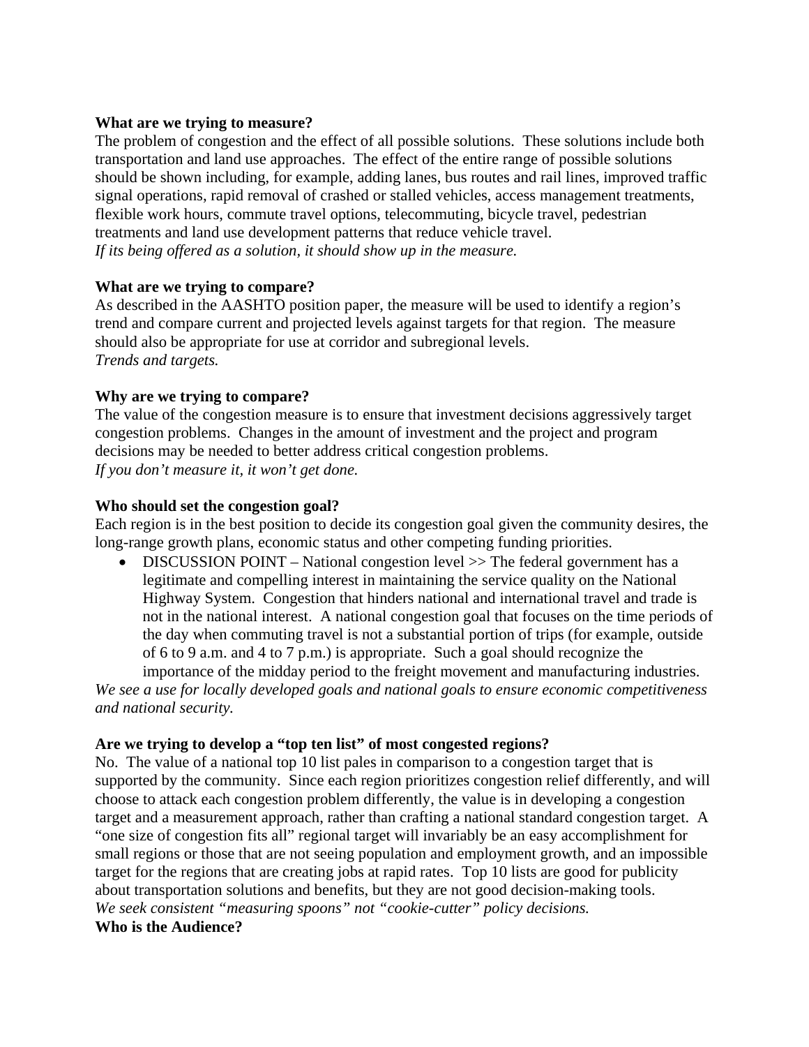**What are we trying to measure?**
The problem of congestion and the effect of all possible solutions. These solutions include both transportation and land use approaches. The effect of the entire range of possible solutions should be shown including, for example, adding lanes, bus routes and rail lines, improved traffic signal operations, rapid removal of crashed or stalled vehicles, access management treatments, flexible work hours, commute travel options, telecommuting, bicycle travel, pedestrian treatments and land use development patterns that reduce vehicle travel.
*If its being offered as a solution, it should show up in the measure.*

**What are we trying to compare?**
As described in the AASHTO position paper, the measure will be used to identify a region's trend and compare current and projected levels against targets for that region. The measure should also be appropriate for use at corridor and subregional levels.
*Trends and targets.*

**Why are we trying to compare?**
The value of the congestion measure is to ensure that investment decisions aggressively target congestion problems. Changes in the amount of investment and the project and program decisions may be needed to better address critical congestion problems.
*If you don't measure it, it won't get done.*

**Who should set the congestion goal?**
Each region is in the best position to decide its congestion goal given the community desires, the long-range growth plans, economic status and other competing funding priorities.

- DISCUSSION POINT – National congestion level >> The federal government has a legitimate and compelling interest in maintaining the service quality on the National Highway System. Congestion that hinders national and international travel and trade is not in the national interest. A national congestion goal that focuses on the time periods of the day when commuting travel is not a substantial portion of trips (for example, outside of 6 to 9 a.m. and 4 to 7 p.m.) is appropriate. Such a goal should recognize the importance of the midday period to the freight movement and manufacturing industries.

*We see a use for locally developed goals and national goals to ensure economic competitiveness and national security.*

**Are we trying to develop a "top ten list" of most congested regions?**
No. The value of a national top 10 list pales in comparison to a congestion target that is supported by the community. Since each region prioritizes congestion relief differently, and will choose to attack each congestion problem differently, the value is in developing a congestion target and a measurement approach, rather than crafting a national standard congestion target. A "one size of congestion fits all" regional target will invariably be an easy accomplishment for small regions or those that are not seeing population and employment growth, and an impossible target for the regions that are creating jobs at rapid rates. Top 10 lists are good for publicity about transportation solutions and benefits, but they are not good decision-making tools.
*We seek consistent "measuring spoons" not "cookie-cutter" policy decisions.*

**Who is the Audience?**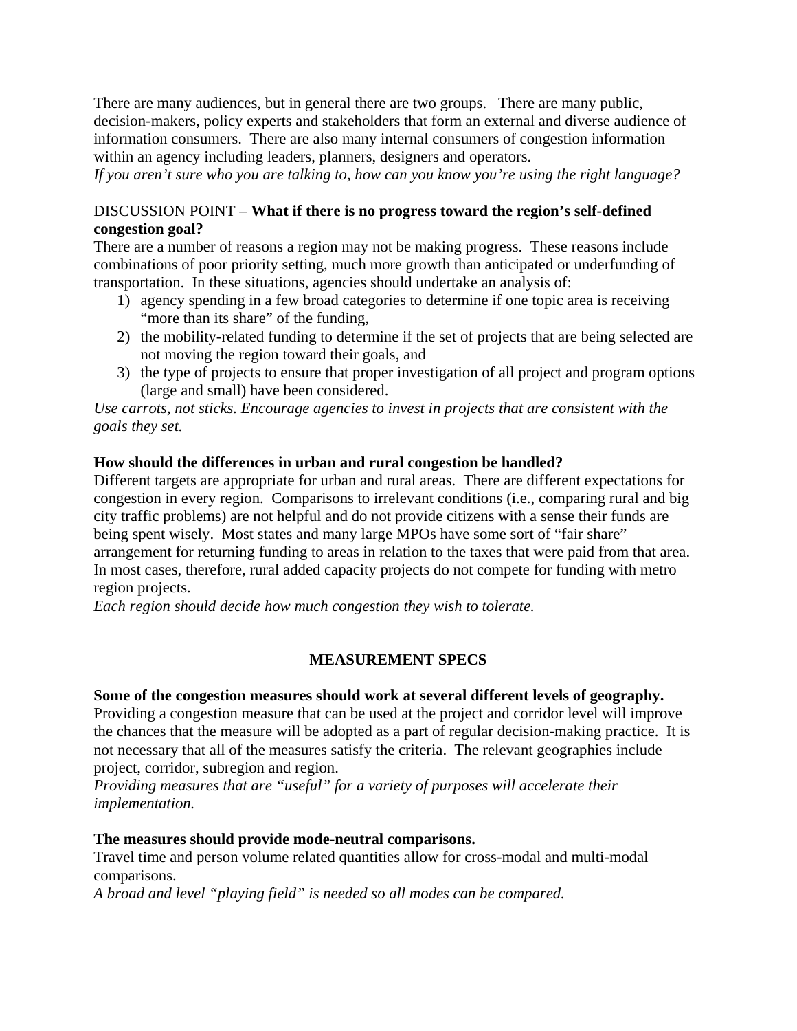There are many audiences, but in general there are two groups. There are many public, decision-makers, policy experts and stakeholders that form an external and diverse audience of information consumers. There are also many internal consumers of congestion information within an agency including leaders, planners, designers and operators.
*If you aren't sure who you are talking to, how can you know you're using the right language?*

DISCUSSION POINT – **What if there is no progress toward the region's self-defined congestion goal?**
There are a number of reasons a region may not be making progress. These reasons include combinations of poor priority setting, much more growth than anticipated or underfunding of transportation. In these situations, agencies should undertake an analysis of:

1) agency spending in a few broad categories to determine if one topic area is receiving "more than its share" of the funding,
2) the mobility-related funding to determine if the set of projects that are being selected are not moving the region toward their goals, and
3) the type of projects to ensure that proper investigation of all project and program options (large and small) have been considered.

*Use carrots, not sticks. Encourage agencies to invest in projects that are consistent with the goals they set.*

**How should the differences in urban and rural congestion be handled?**
Different targets are appropriate for urban and rural areas. There are different expectations for congestion in every region. Comparisons to irrelevant conditions (i.e., comparing rural and big city traffic problems) are not helpful and do not provide citizens with a sense their funds are being spent wisely. Most states and many large MPOs have some sort of "fair share" arrangement for returning funding to areas in relation to the taxes that were paid from that area. In most cases, therefore, rural added capacity projects do not compete for funding with metro region projects.
*Each region should decide how much congestion they wish to tolerate.*

## MEASUREMENT SPECS

**Some of the congestion measures should work at several different levels of geography.**
Providing a congestion measure that can be used at the project and corridor level will improve the chances that the measure will be adopted as a part of regular decision-making practice. It is not necessary that all of the measures satisfy the criteria. The relevant geographies include project, corridor, subregion and region.
*Providing measures that are "useful" for a variety of purposes will accelerate their implementation.*

**The measures should provide mode-neutral comparisons.**
Travel time and person volume related quantities allow for cross-modal and multi-modal comparisons.
*A broad and level "playing field" is needed so all modes can be compared.*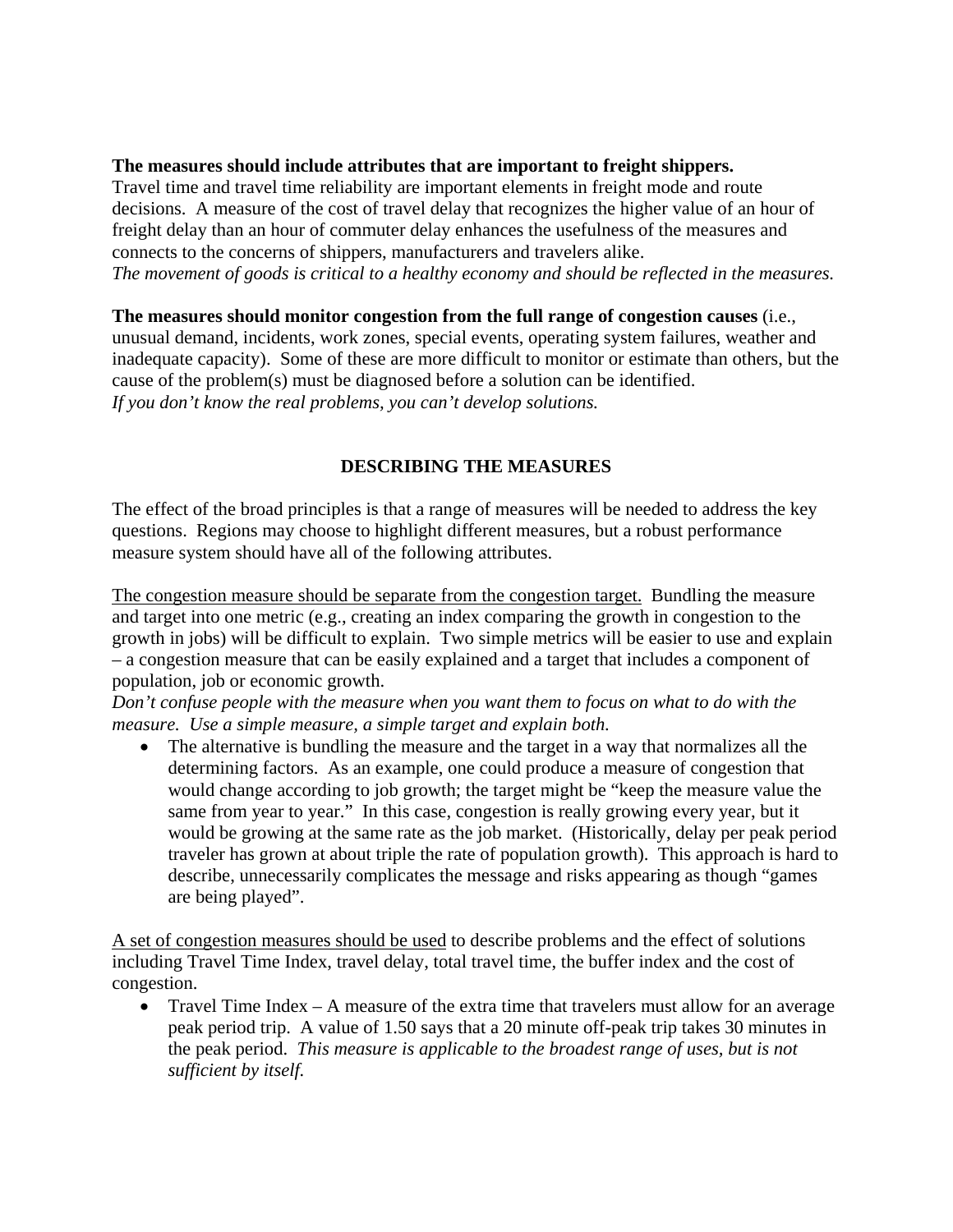**The measures should include attributes that are important to freight shippers.** Travel time and travel time reliability are important elements in freight mode and route decisions. A measure of the cost of travel delay that recognizes the higher value of an hour of freight delay than an hour of commuter delay enhances the usefulness of the measures and connects to the concerns of shippers, manufacturers and travelers alike.
*The movement of goods is critical to a healthy economy and should be reflected in the measures.*

**The measures should monitor congestion from the full range of congestion causes** (i.e., unusual demand, incidents, work zones, special events, operating system failures, weather and inadequate capacity). Some of these are more difficult to monitor or estimate than others, but the cause of the problem(s) must be diagnosed before a solution can be identified.
*If you don't know the real problems, you can't develop solutions.*

## DESCRIBING THE MEASURES

The effect of the broad principles is that a range of measures will be needed to address the key questions. Regions may choose to highlight different measures, but a robust performance measure system should have all of the following attributes.

<u>The congestion measure should be separate from the congestion target.</u> Bundling the measure and target into one metric (e.g., creating an index comparing the growth in congestion to the growth in jobs) will be difficult to explain. Two simple metrics will be easier to use and explain – a congestion measure that can be easily explained and a target that includes a component of population, job or economic growth.
*Don't confuse people with the measure when you want them to focus on what to do with the measure. Use a simple measure, a simple target and explain both.*

- The alternative is bundling the measure and the target in a way that normalizes all the determining factors. As an example, one could produce a measure of congestion that would change according to job growth; the target might be "keep the measure value the same from year to year." In this case, congestion is really growing every year, but it would be growing at the same rate as the job market. (Historically, delay per peak period traveler has grown at about triple the rate of population growth). This approach is hard to describe, unnecessarily complicates the message and risks appearing as though "games are being played".

<u>A set of congestion measures should be used</u> to describe problems and the effect of solutions including Travel Time Index, travel delay, total travel time, the buffer index and the cost of congestion.

- Travel Time Index – A measure of the extra time that travelers must allow for an average peak period trip. A value of 1.50 says that a 20 minute off-peak trip takes 30 minutes in the peak period. *This measure is applicable to the broadest range of uses, but is not sufficient by itself.*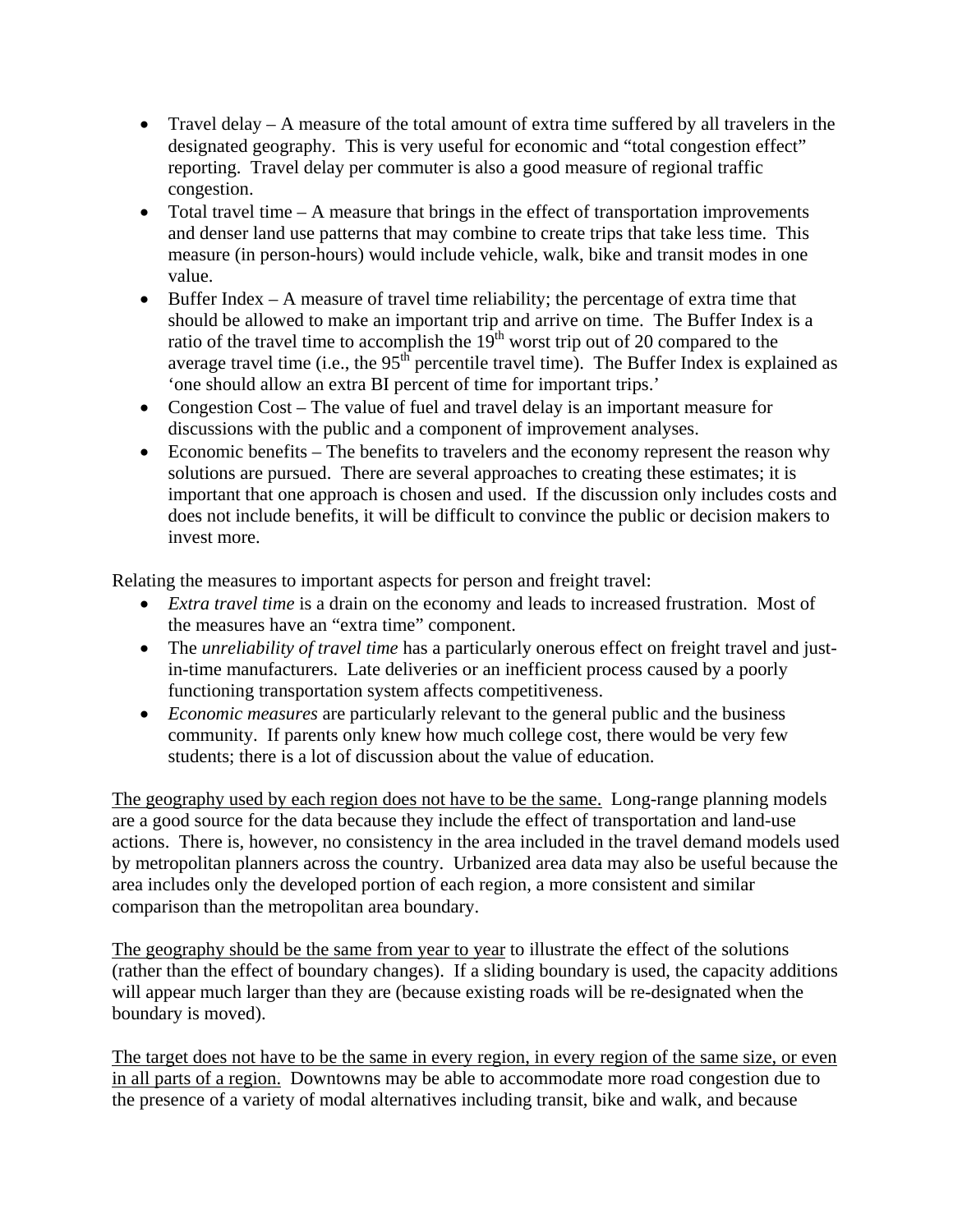- Travel delay – A measure of the total amount of extra time suffered by all travelers in the designated geography. This is very useful for economic and "total congestion effect" reporting. Travel delay per commuter is also a good measure of regional traffic congestion.
- Total travel time – A measure that brings in the effect of transportation improvements and denser land use patterns that may combine to create trips that take less time. This measure (in person-hours) would include vehicle, walk, bike and transit modes in one value.
- Buffer Index – A measure of travel time reliability; the percentage of extra time that should be allowed to make an important trip and arrive on time. The Buffer Index is a ratio of the travel time to accomplish the 19th worst trip out of 20 compared to the average travel time (i.e., the 95th percentile travel time). The Buffer Index is explained as 'one should allow an extra BI percent of time for important trips.'
- Congestion Cost – The value of fuel and travel delay is an important measure for discussions with the public and a component of improvement analyses.
- Economic benefits – The benefits to travelers and the economy represent the reason why solutions are pursued. There are several approaches to creating these estimates; it is important that one approach is chosen and used. If the discussion only includes costs and does not include benefits, it will be difficult to convince the public or decision makers to invest more.

Relating the measures to important aspects for person and freight travel:

- *Extra travel time* is a drain on the economy and leads to increased frustration. Most of the measures have an "extra time" component.
- The *unreliability of travel time* has a particularly onerous effect on freight travel and just-in-time manufacturers. Late deliveries or an inefficient process caused by a poorly functioning transportation system affects competitiveness.
- *Economic measures* are particularly relevant to the general public and the business community. If parents only knew how much college cost, there would be very few students; there is a lot of discussion about the value of education.

<u>The geography used by each region does not have to be the same.</u> Long-range planning models are a good source for the data because they include the effect of transportation and land-use actions. There is, however, no consistency in the area included in the travel demand models used by metropolitan planners across the country. Urbanized area data may also be useful because the area includes only the developed portion of each region, a more consistent and similar comparison than the metropolitan area boundary.

<u>The geography should be the same from year to year</u> to illustrate the effect of the solutions (rather than the effect of boundary changes). If a sliding boundary is used, the capacity additions will appear much larger than they are (because existing roads will be re-designated when the boundary is moved).

<u>The target does not have to be the same in every region, in every region of the same size, or even in all parts of a region.</u> Downtowns may be able to accommodate more road congestion due to the presence of a variety of modal alternatives including transit, bike and walk, and because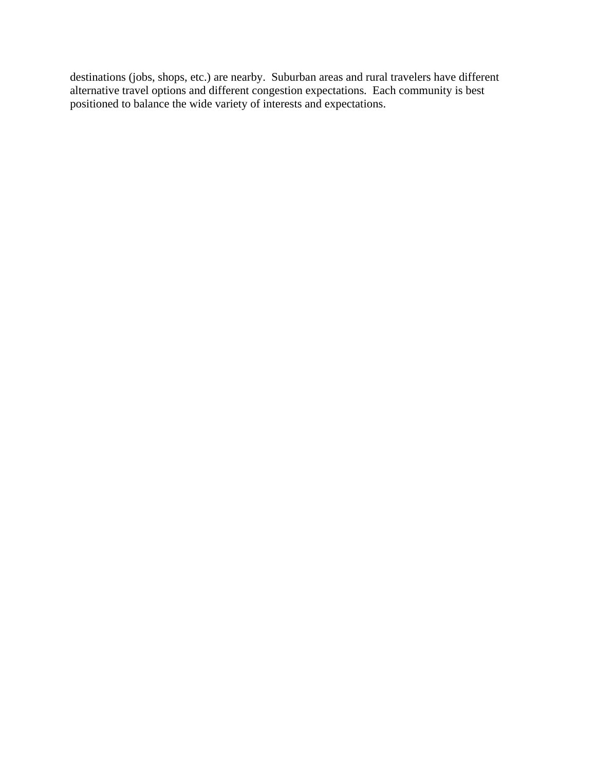destinations (jobs, shops, etc.) are nearby.  Suburban areas and rural travelers have different alternative travel options and different congestion expectations.  Each community is best positioned to balance the wide variety of interests and expectations.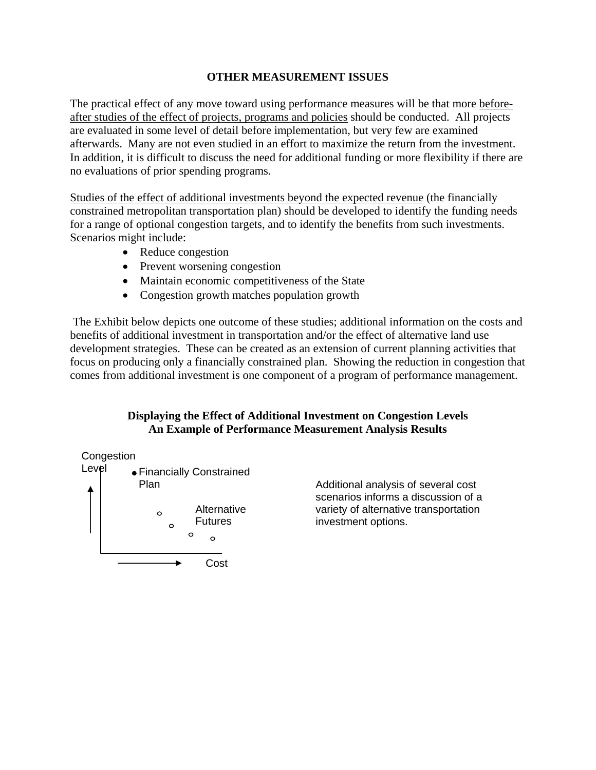## OTHER MEASUREMENT ISSUES

The practical effect of any move toward using performance measures will be that more before-after studies of the effect of projects, programs and policies should be conducted. All projects are evaluated in some level of detail before implementation, but very few are examined afterwards. Many are not even studied in an effort to maximize the return from the investment. In addition, it is difficult to discuss the need for additional funding or more flexibility if there are no evaluations of prior spending programs.

Studies of the effect of additional investments beyond the expected revenue (the financially constrained metropolitan transportation plan) should be developed to identify the funding needs for a range of optional congestion targets, and to identify the benefits from such investments. Scenarios might include:

- Reduce congestion
- Prevent worsening congestion
- Maintain economic competitiveness of the State
- Congestion growth matches population growth

The Exhibit below depicts one outcome of these studies; additional information on the costs and benefits of additional investment in transportation and/or the effect of alternative land use development strategies. These can be created as an extension of current planning activities that focus on producing only a financially constrained plan. Showing the reduction in congestion that comes from additional investment is one component of a program of performance management.

**Displaying the Effect of Additional Investment on Congestion Levels**
**An Example of Performance Measurement Analysis Results**

Congestion Level

Financially Constrained Plan

Alternative Futures

Cost

Additional analysis of several cost scenarios informs a discussion of a variety of alternative transportation investment options.